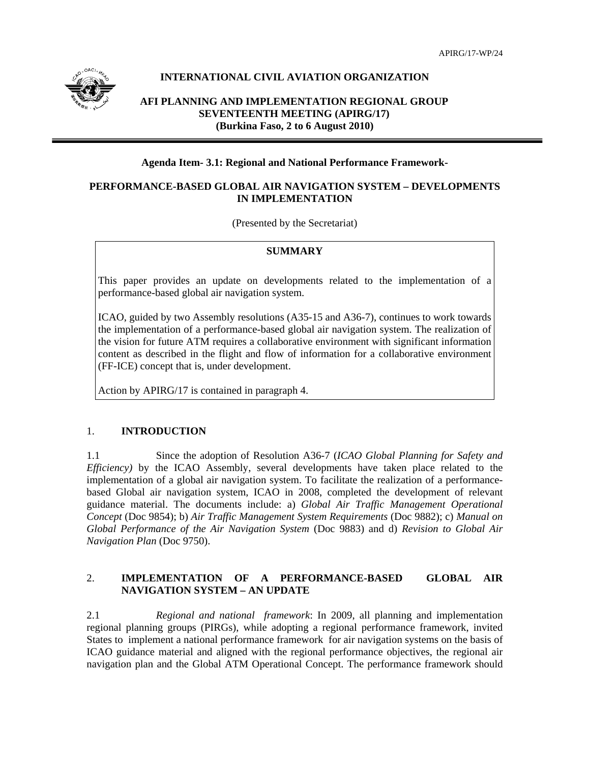APIRG/17-WP/24

**INTERNATIONAL CIVIL AVIATION ORGANIZATION**

**AFI PLANNING AND IMPLEMENTATION REGIONAL GROUP SEVENTEENTH MEETING (APIRG/17) (Burkina Faso, 2 to 6 August 2010)**

**Agenda Item- 3.1: Regional and National Performance Framework-**

## PERFORMANCE-BASED GLOBAL AIR NAVIGATION SYSTEM – DEVELOPMENTS IN IMPLEMENTATION

(Presented by the Secretariat)

**SUMMARY**

This paper provides an update on developments related to the implementation of a performance-based global air navigation system.

ICAO, guided by two Assembly resolutions (A35-15 and A36-7), continues to work towards the implementation of a performance-based global air navigation system. The realization of the vision for future ATM requires a collaborative environment with significant information content as described in the flight and flow of information for a collaborative environment (FF-ICE) concept that is, under development.

Action by APIRG/17 is contained in paragraph 4.

## 1. INTRODUCTION

1.1 Since the adoption of Resolution A36-7 (*ICAO Global Planning for Safety and Efficiency)* by the ICAO Assembly, several developments have taken place related to the implementation of a global air navigation system. To facilitate the realization of a performance-based Global air navigation system, ICAO in 2008, completed the development of relevant guidance material. The documents include: a) *Global Air Traffic Management Operational Concept* (Doc 9854); b) *Air Traffic Management System Requirements* (Doc 9882); c) *Manual on Global Performance of the Air Navigation System* (Doc 9883) and d) *Revision to Global Air Navigation Plan* (Doc 9750).

## 2. IMPLEMENTATION OF A PERFORMANCE-BASED GLOBAL AIR NAVIGATION SYSTEM – AN UPDATE

2.1 *Regional and national framework*: In 2009, all planning and implementation regional planning groups (PIRGs), while adopting a regional performance framework, invited States to implement a national performance framework for air navigation systems on the basis of ICAO guidance material and aligned with the regional performance objectives, the regional air navigation plan and the Global ATM Operational Concept. The performance framework should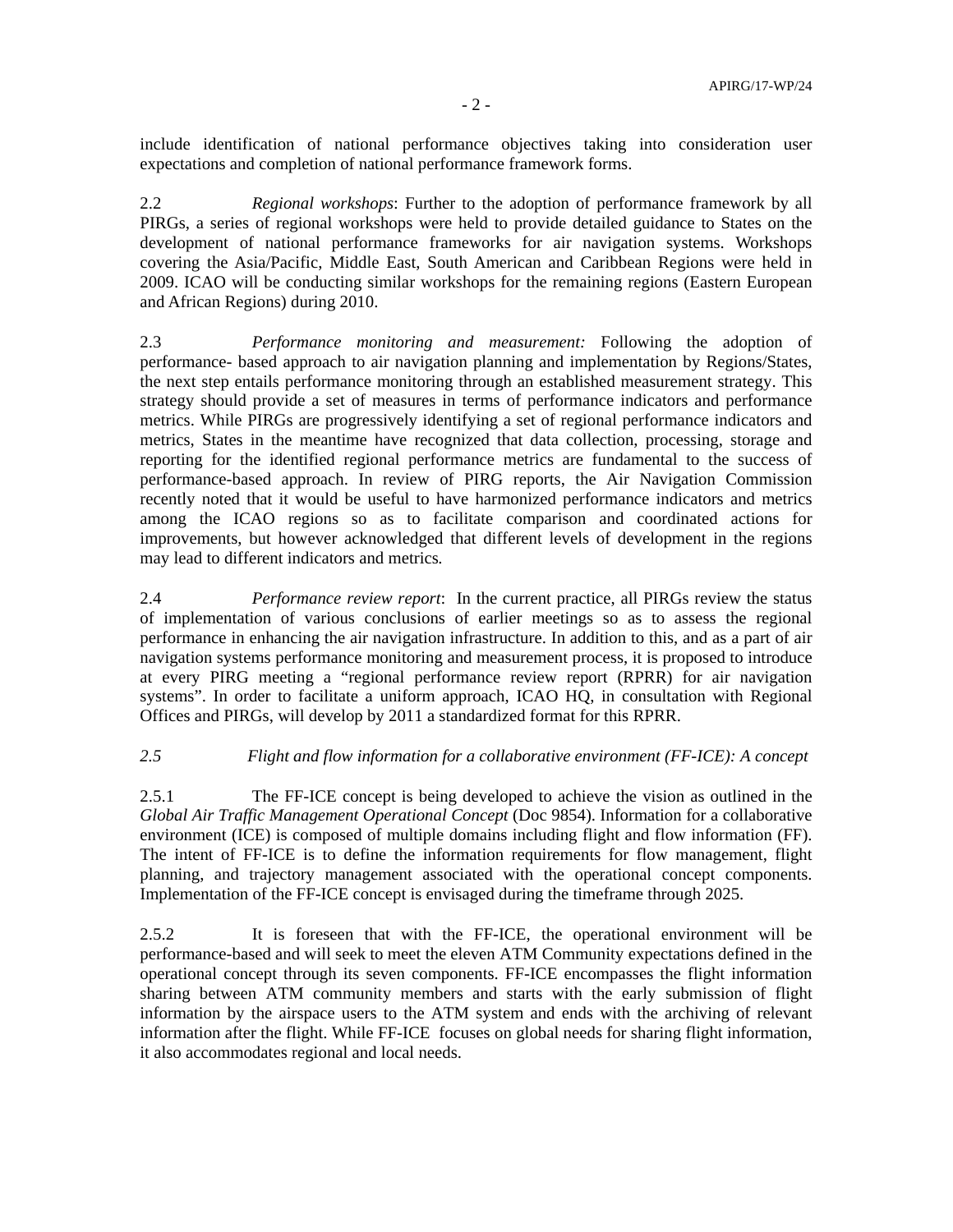include identification of national performance objectives taking into consideration user expectations and completion of national performance framework forms.

2.2 *Regional workshops*: Further to the adoption of performance framework by all PIRGs, a series of regional workshops were held to provide detailed guidance to States on the development of national performance frameworks for air navigation systems. Workshops covering the Asia/Pacific, Middle East, South American and Caribbean Regions were held in 2009. ICAO will be conducting similar workshops for the remaining regions (Eastern European and African Regions) during 2010.

2.3 *Performance monitoring and measurement:* Following the adoption of performance- based approach to air navigation planning and implementation by Regions/States, the next step entails performance monitoring through an established measurement strategy. This strategy should provide a set of measures in terms of performance indicators and performance metrics. While PIRGs are progressively identifying a set of regional performance indicators and metrics, States in the meantime have recognized that data collection, processing, storage and reporting for the identified regional performance metrics are fundamental to the success of performance-based approach. In review of PIRG reports, the Air Navigation Commission recently noted that it would be useful to have harmonized performance indicators and metrics among the ICAO regions so as to facilitate comparison and coordinated actions for improvements, but however acknowledged that different levels of development in the regions may lead to different indicators and metrics.

2.4 *Performance review report*: In the current practice, all PIRGs review the status of implementation of various conclusions of earlier meetings so as to assess the regional performance in enhancing the air navigation infrastructure. In addition to this, and as a part of air navigation systems performance monitoring and measurement process, it is proposed to introduce at every PIRG meeting a "regional performance review report (RPRR) for air navigation systems". In order to facilitate a uniform approach, ICAO HQ, in consultation with Regional Offices and PIRGs, will develop by 2011 a standardized format for this RPRR.

*2.5 Flight and flow information for a collaborative environment (FF-ICE): A concept*

2.5.1 The FF-ICE concept is being developed to achieve the vision as outlined in the *Global Air Traffic Management Operational Concept* (Doc 9854). Information for a collaborative environment (ICE) is composed of multiple domains including flight and flow information (FF). The intent of FF-ICE is to define the information requirements for flow management, flight planning, and trajectory management associated with the operational concept components. Implementation of the FF-ICE concept is envisaged during the timeframe through 2025.

2.5.2 It is foreseen that with the FF-ICE, the operational environment will be performance-based and will seek to meet the eleven ATM Community expectations defined in the operational concept through its seven components. FF-ICE encompasses the flight information sharing between ATM community members and starts with the early submission of flight information by the airspace users to the ATM system and ends with the archiving of relevant information after the flight. While FF-ICE focuses on global needs for sharing flight information, it also accommodates regional and local needs.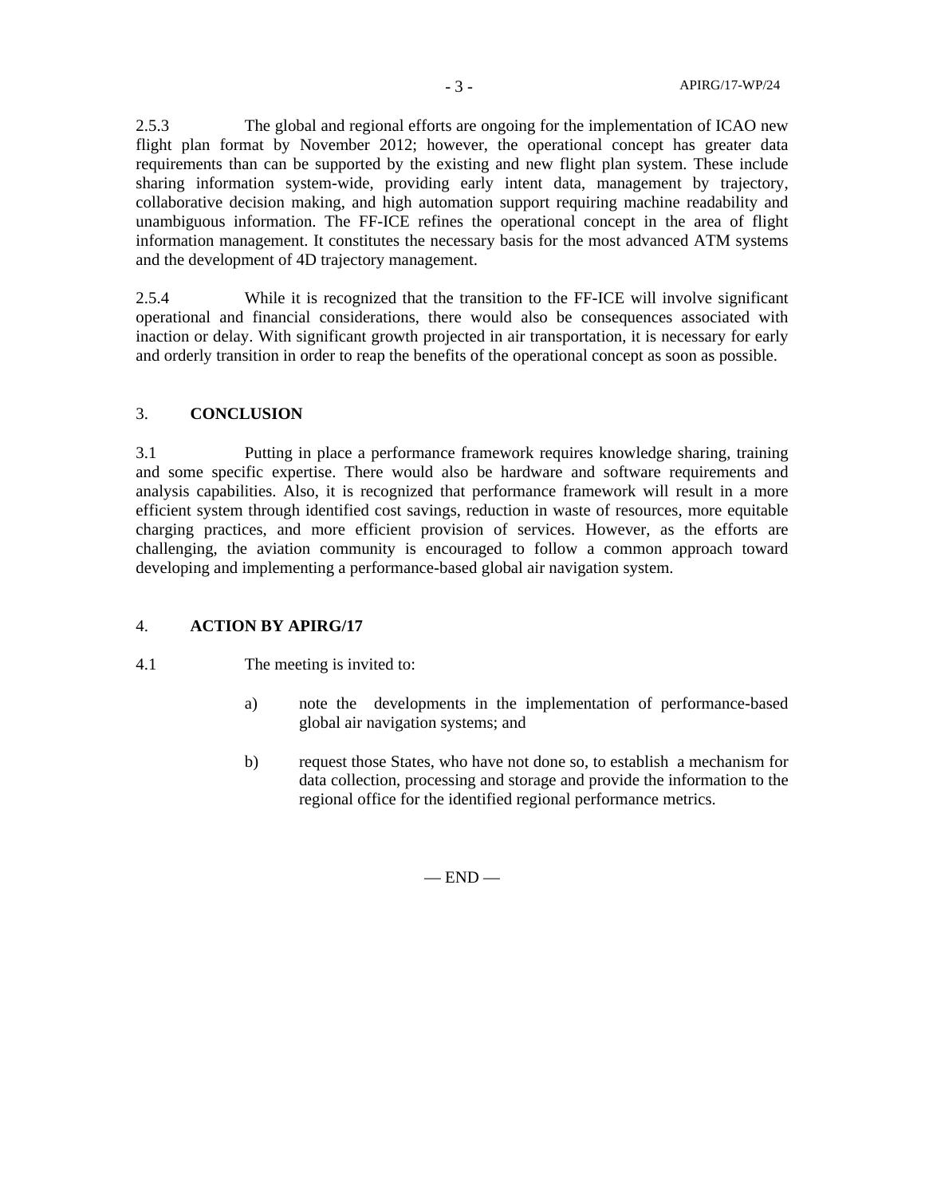2.5.3 The global and regional efforts are ongoing for the implementation of ICAO new flight plan format by November 2012; however, the operational concept has greater data requirements than can be supported by the existing and new flight plan system. These include sharing information system-wide, providing early intent data, management by trajectory, collaborative decision making, and high automation support requiring machine readability and unambiguous information. The FF-ICE refines the operational concept in the area of flight information management. It constitutes the necessary basis for the most advanced ATM systems and the development of 4D trajectory management.

2.5.4 While it is recognized that the transition to the FF-ICE will involve significant operational and financial considerations, there would also be consequences associated with inaction or delay. With significant growth projected in air transportation, it is necessary for early and orderly transition in order to reap the benefits of the operational concept as soon as possible.

## 3. CONCLUSION

3.1 Putting in place a performance framework requires knowledge sharing, training and some specific expertise. There would also be hardware and software requirements and analysis capabilities. Also, it is recognized that performance framework will result in a more efficient system through identified cost savings, reduction in waste of resources, more equitable charging practices, and more efficient provision of services. However, as the efforts are challenging, the aviation community is encouraged to follow a common approach toward developing and implementing a performance-based global air navigation system.

## 4. ACTION BY APIRG/17

4.1 The meeting is invited to:

a) note the developments in the implementation of performance-based global air navigation systems; and

b) request those States, who have not done so, to establish a mechanism for data collection, processing and storage and provide the information to the regional office for the identified regional performance metrics.

— END —